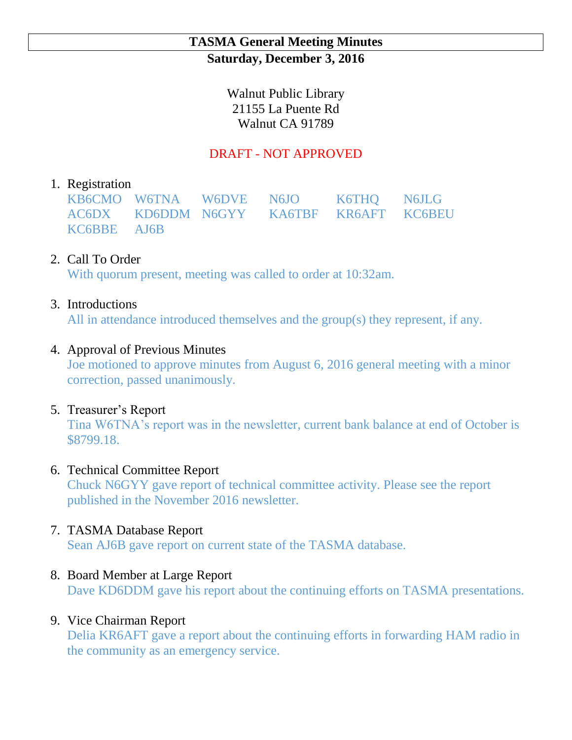# TASMA General Meeting Minutes

**Saturday, December 3, 2016**

Walnut Public Library
21155 La Puente Rd
Walnut CA 91789

DRAFT - NOT APPROVED

1. Registration

   | | | | | | |
   |---|---|---|---|---|---|
   | KB6CMO | W6TNA | W6DVE | N6JO | K6THQ | N6JLG |
   | AC6DX | KD6DDM | N6GYY | KA6TBF | KR6AFT | KC6BEU |
   | KC6BBE | AJ6B | | | | |

2. Call To Order
   With quorum present, meeting was called to order at 10:32am.

3. Introductions
   All in attendance introduced themselves and the group(s) they represent, if any.

4. Approval of Previous Minutes
   Joe motioned to approve minutes from August 6, 2016 general meeting with a minor correction, passed unanimously.

5. Treasurer's Report
   Tina W6TNA's report was in the newsletter, current bank balance at end of October is $8799.18.

6. Technical Committee Report
   Chuck N6GYY gave report of technical committee activity. Please see the report published in the November 2016 newsletter.

7. TASMA Database Report
   Sean AJ6B gave report on current state of the TASMA database.

8. Board Member at Large Report
   Dave KD6DDM gave his report about the continuing efforts on TASMA presentations.

9. Vice Chairman Report
   Delia KR6AFT gave a report about the continuing efforts in forwarding HAM radio in the community as an emergency service.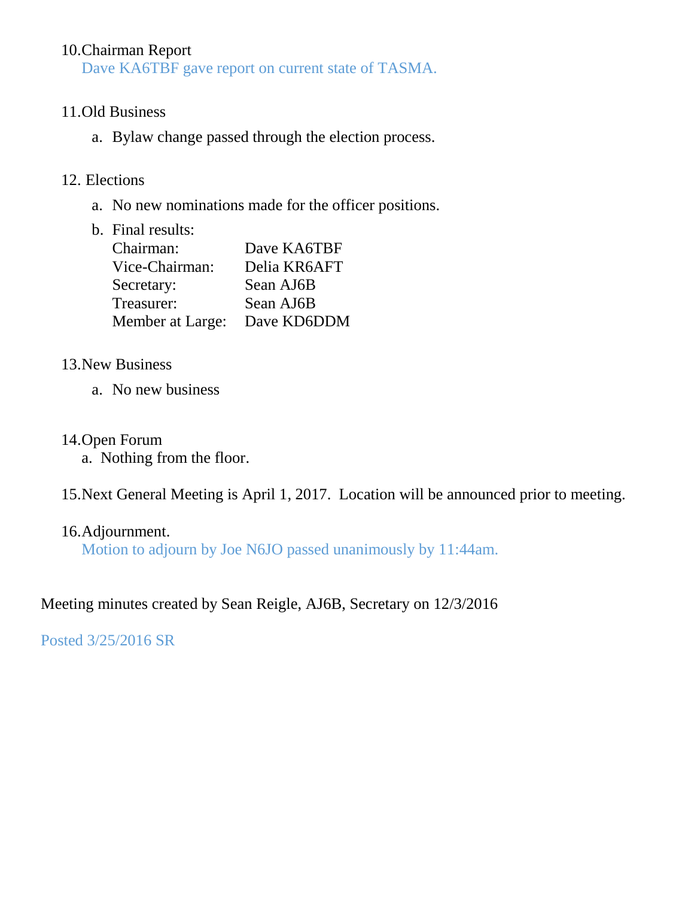10. Chairman Report

    Dave KA6TBF gave report on current state of TASMA.

11. Old Business

    a. Bylaw change passed through the election process.

12. Elections

    a. No new nominations made for the officer positions.

    b. Final results:

| | |
|---|---|
| Chairman: | Dave KA6TBF |
| Vice-Chairman: | Delia KR6AFT |
| Secretary: | Sean AJ6B |
| Treasurer: | Sean AJ6B |
| Member at Large: | Dave KD6DDM |

13. New Business

    a. No new business

14. Open Forum

    a. Nothing from the floor.

15. Next General Meeting is April 1, 2017. Location will be announced prior to meeting.

16. Adjournment.

    Motion to adjourn by Joe N6JO passed unanimously by 11:44am.

Meeting minutes created by Sean Reigle, AJ6B, Secretary on 12/3/2016

Posted 3/25/2016 SR